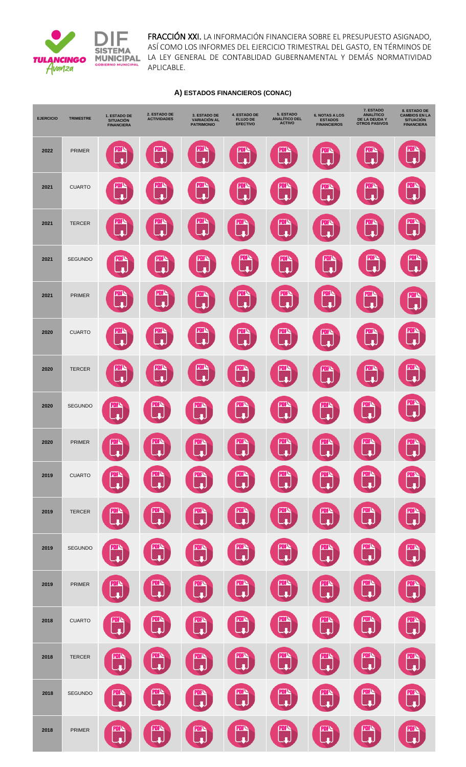FRACCIÓN XXI. LA INFORMACIÓN FINANCIERA SOBRE EL PRESUPUESTO ASIGNADO, ASÍ COMO LOS INFORMES DEL EJERCICIO TRIMESTRAL DEL GASTO, EN TÉRMINOS DE LA LEY GENERAL DE CONTABLIDAD GUBERNAMENTAL Y DEMÁS NORMATIVIDAD APLICABLE.

## A) ESTADOS FINANCIEROS (CONAC)

| EJERCICIO | TRIMESTRE | 1. ESTADO DE SITUACIÓN FINANCIERA | 2. ESTADO DE ACTIVIDADES | 3. ESTADO DE VARIACIÓN AL PATRIMONIO | 4. ESTADO DE FLUJO DE EFECTIVO | 5. ESTADO ANALÍTICO DEL ACTIVO | 6. NOTAS A LOS ESTADOS FINANCIEROS | 7. ESTADO ANALÍTICO DE LA DEUDA Y OTROS PASIVOS | 8. ESTADO DE CAMBIOS EN LA SITUACIÓN FINANCIERA |
|---|---|---|---|---|---|---|---|---|---|
| 2022 | PRIMER | PDF | PDF | PDF | PDF | PDF | PDF | PDF | PDF |
| 2021 | CUARTO | PDF | PDF | PDF | PDF | PDF | PDF | PDF | PDF |
| 2021 | TERCER | PDF | PDF | PDF | PDF | PDF | PDF | PDF | PDF |
| 2021 | SEGUNDO | PDF | PDF | PDF | PDF | PDF | PDF | PDF | PDF |
| 2021 | PRIMER | PDF | PDF | PDF | PDF | PDF | PDF | PDF | PDF |
| 2020 | CUARTO | PDF | PDF | PDF | PDF | PDF | PDF | PDF | PDF |
| 2020 | TERCER | PDF | PDF | PDF | PDF | PDF | PDF | PDF | PDF |
| 2020 | SEGUNDO | PDF | PDF | PDF | PDF | PDF | PDF | PDF | PDF |
| 2020 | PRIMER | PDF | PDF | PDF | PDF | PDF | PDF | PDF | PDF |
| 2019 | CUARTO | PDF | PDF | PDF | PDF | PDF | PDF | PDF | PDF |
| 2019 | TERCER | PDF | PDF | PDF | PDF | PDF | PDF | PDF | PDF |
| 2019 | SEGUNDO | PDF | PDF | PDF | PDF | PDF | PDF | PDF | PDF |
| 2019 | PRIMER | PDF | PDF | PDF | PDF | PDF | PDF | PDF | PDF |
| 2018 | CUARTO | PDF | PDF | PDF | PDF | PDF | PDF | PDF | PDF |
| 2018 | TERCER | PDF | PDF | PDF | PDF | PDF | PDF | PDF | PDF |
| 2018 | SEGUNDO | PDF | PDF | PDF | PDF | PDF | PDF | PDF | PDF |
| 2018 | PRIMER | PDF | PDF | PDF | PDF | PDF | PDF | PDF | PDF |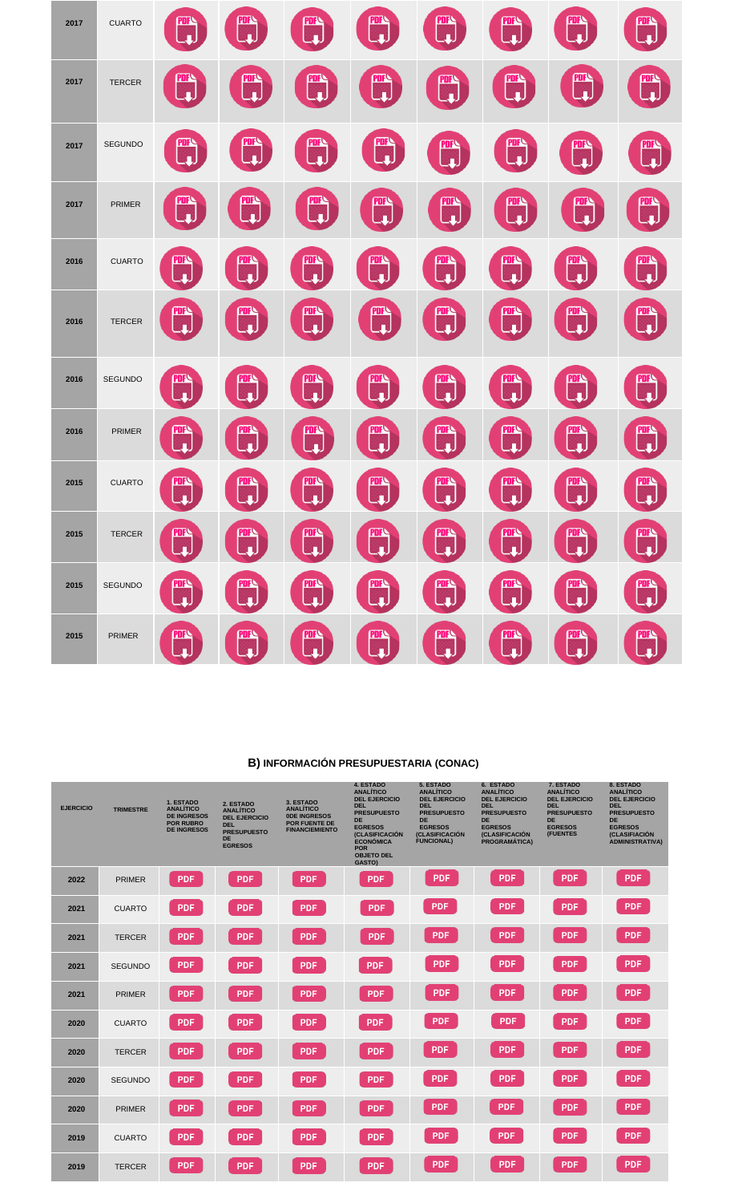| 2017 | CUARTO | PDF | PDF | PDF | PDF | PDF | PDF | PDF | PDF |
|---|---|---|---|---|---|---|---|---|---|
| 2017 | TERCER | PDF | PDF | PDF | PDF | PDF | PDF | PDF | PDF |
| 2017 | SEGUNDO | PDF | PDF | PDF | PDF | PDF | PDF | PDF | PDF |
| 2017 | PRIMER | PDF | PDF | PDF | PDF | PDF | PDF | PDF | PDF |
| 2016 | CUARTO | PDF | PDF | PDF | PDF | PDF | PDF | PDF | PDF |
| 2016 | TERCER | PDF | PDF | PDF | PDF | PDF | PDF | PDF | PDF |
| 2016 | SEGUNDO | PDF | PDF | PDF | PDF | PDF | PDF | PDF | PDF |
| 2016 | PRIMER | PDF | PDF | PDF | PDF | PDF | PDF | PDF | PDF |
| 2015 | CUARTO | PDF | PDF | PDF | PDF | PDF | PDF | PDF | PDF |
| 2015 | TERCER | PDF | PDF | PDF | PDF | PDF | PDF | PDF | PDF |
| 2015 | SEGUNDO | PDF | PDF | PDF | PDF | PDF | PDF | PDF | PDF |
| 2015 | PRIMER | PDF | PDF | PDF | PDF | PDF | PDF | PDF | PDF |

## B) INFORMACIÓN PRESUPUESTARIA (CONAC)

| EJERCICIO | TRIMESTRE | 1. ESTADO ANALÍTICO DE INGRESOS POR RUBRO DE INGRESOS | 2. ESTADO ANALÍTICO DEL EJERCICIO DEL PRESUPUESTO DE EGRESOS | 3. ESTADO ANALÍTICO 0DE INGRESOS POR FUENTE DE FINANCIEMIENTO | 4. ESTADO ANALÍTICO DEL EJERCICIO DEL PRESUPUESTO DE EGRESOS (CLASIFICACIÓN ECONÓMICA POR OBJETO DEL GASTO) | 5. ESTADO ANALÍTICO DEL EJERCICIO DEL PRESUPUESTO DE EGRESOS (CLASIFICACIÓN FUNCIONAL) | 6. ESTADO ANALÍTICO DEL EJERCICIO DEL PRESUPUESTO DE EGRESOS (CLASIFICACIÓN PROGRAMÁTICA) | 7. ESTADO ANALÍTICO DEL EJERCICIO DEL PRESUPUESTO DE EGRESOS (FUENTES | 8. ESTADO ANALÍTICO DEL EJERCICIO DEL PRESUPUESTO DE EGRESOS (CLASIFIACIÓN ADMINISTRATIVA) |
|---|---|---|---|---|---|---|---|---|---|
| 2022 | PRIMER | PDF | PDF | PDF | PDF | PDF | PDF | PDF | PDF |
| 2021 | CUARTO | PDF | PDF | PDF | PDF | PDF | PDF | PDF | PDF |
| 2021 | TERCER | PDF | PDF | PDF | PDF | PDF | PDF | PDF | PDF |
| 2021 | SEGUNDO | PDF | PDF | PDF | PDF | PDF | PDF | PDF | PDF |
| 2021 | PRIMER | PDF | PDF | PDF | PDF | PDF | PDF | PDF | PDF |
| 2020 | CUARTO | PDF | PDF | PDF | PDF | PDF | PDF | PDF | PDF |
| 2020 | TERCER | PDF | PDF | PDF | PDF | PDF | PDF | PDF | PDF |
| 2020 | SEGUNDO | PDF | PDF | PDF | PDF | PDF | PDF | PDF | PDF |
| 2020 | PRIMER | PDF | PDF | PDF | PDF | PDF | PDF | PDF | PDF |
| 2019 | CUARTO | PDF | PDF | PDF | PDF | PDF | PDF | PDF | PDF |
| 2019 | TERCER | PDF | PDF | PDF | PDF | PDF | PDF | PDF | PDF |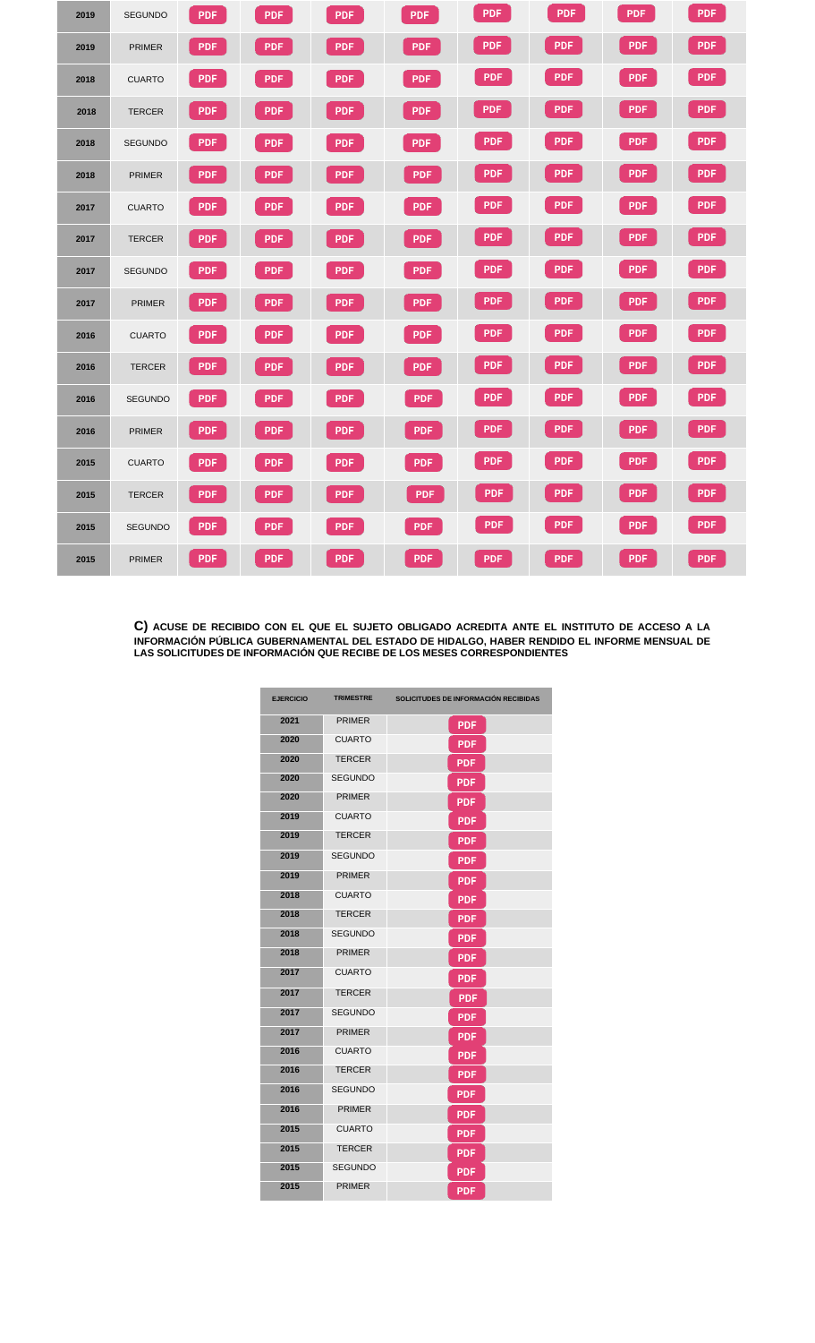| | | | | | | | | | |
|---|---|---|---|---|---|---|---|---|---|
| 2019 | SEGUNDO | PDF | PDF | PDF | PDF | PDF | PDF | PDF | PDF |
| 2019 | PRIMER | PDF | PDF | PDF | PDF | PDF | PDF | PDF | PDF |
| 2018 | CUARTO | PDF | PDF | PDF | PDF | PDF | PDF | PDF | PDF |
| 2018 | TERCER | PDF | PDF | PDF | PDF | PDF | PDF | PDF | PDF |
| 2018 | SEGUNDO | PDF | PDF | PDF | PDF | PDF | PDF | PDF | PDF |
| 2018 | PRIMER | PDF | PDF | PDF | PDF | PDF | PDF | PDF | PDF |
| 2017 | CUARTO | PDF | PDF | PDF | PDF | PDF | PDF | PDF | PDF |
| 2017 | TERCER | PDF | PDF | PDF | PDF | PDF | PDF | PDF | PDF |
| 2017 | SEGUNDO | PDF | PDF | PDF | PDF | PDF | PDF | PDF | PDF |
| 2017 | PRIMER | PDF | PDF | PDF | PDF | PDF | PDF | PDF | PDF |
| 2016 | CUARTO | PDF | PDF | PDF | PDF | PDF | PDF | PDF | PDF |
| 2016 | TERCER | PDF | PDF | PDF | PDF | PDF | PDF | PDF | PDF |
| 2016 | SEGUNDO | PDF | PDF | PDF | PDF | PDF | PDF | PDF | PDF |
| 2016 | PRIMER | PDF | PDF | PDF | PDF | PDF | PDF | PDF | PDF |
| 2015 | CUARTO | PDF | PDF | PDF | PDF | PDF | PDF | PDF | PDF |
| 2015 | TERCER | PDF | PDF | PDF | PDF | PDF | PDF | PDF | PDF |
| 2015 | SEGUNDO | PDF | PDF | PDF | PDF | PDF | PDF | PDF | PDF |
| 2015 | PRIMER | PDF | PDF | PDF | PDF | PDF | PDF | PDF | PDF |

**C) ACUSE DE RECIBIDO CON EL QUE EL SUJETO OBLIGADO ACREDITA ANTE EL INSTITUTO DE ACCESO A LA INFORMACIÓN PÚBLICA GUBERNAMENTAL DEL ESTADO DE HIDALGO, HABER RENDIDO EL INFORME MENSUAL DE LAS SOLICITUDES DE INFORMACIÓN QUE RECIBE DE LOS MESES CORRESPONDIENTES**

| EJERCICIO | TRIMESTRE | SOLICITUDES DE INFORMACIÓN RECIBIDAS |
|---|---|---|
| 2021 | PRIMER | PDF |
| 2020 | CUARTO | PDF |
| 2020 | TERCER | PDF |
| 2020 | SEGUNDO | PDF |
| 2020 | PRIMER | PDF |
| 2019 | CUARTO | PDF |
| 2019 | TERCER | PDF |
| 2019 | SEGUNDO | PDF |
| 2019 | PRIMER | PDF |
| 2018 | CUARTO | PDF |
| 2018 | TERCER | PDF |
| 2018 | SEGUNDO | PDF |
| 2018 | PRIMER | PDF |
| 2017 | CUARTO | PDF |
| 2017 | TERCER | PDF |
| 2017 | SEGUNDO | PDF |
| 2017 | PRIMER | PDF |
| 2016 | CUARTO | PDF |
| 2016 | TERCER | PDF |
| 2016 | SEGUNDO | PDF |
| 2016 | PRIMER | PDF |
| 2015 | CUARTO | PDF |
| 2015 | TERCER | PDF |
| 2015 | SEGUNDO | PDF |
| 2015 | PRIMER | PDF |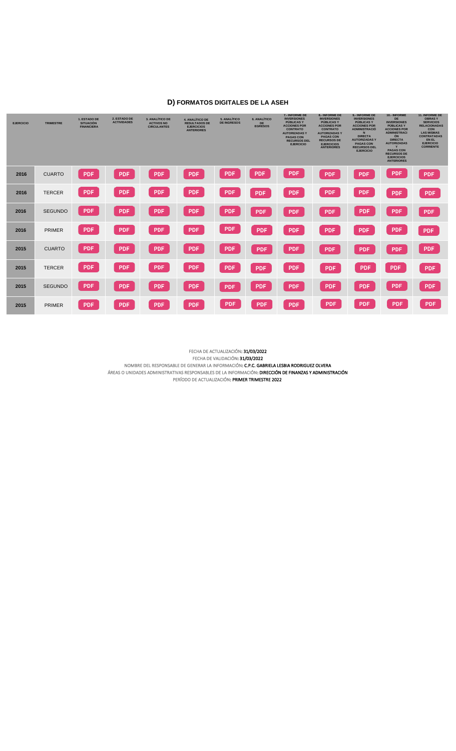## D) FORMATOS DIGITALES DE LA ASEH

| EJERCICIO | TRIMESTRE | 1. ESTADO DE SITUACIÓN FINANCIERA | 2. ESTADO DE ACTIVIDADES | 3. ANALÍTICO DE ACTIVOS NO CIRCULANTES | 4. ANALÍTICO DE RESULTADOS DE EJERCICIOS ANTERIORES | 5. ANALÍTICO DE INGRESOS | 6. ANALÍTICO DE EGRESOS | 7.- INFORME DE INVERSIONES PÚBLICAS Y ACCIONES POR CONTRATO AUTORIZADAS Y PAGAS CON RECURSOS DEL EJERCICIO | 8.- INFORME DE INVERSIONES PÚBLICAS Y ACCIONES POR CONTRATO AUTORIZADAS Y PAGAS CON RECURSOS DE EJERCICIOS ANTERIORES | 9.- INFORME DE INVERSIONES PÚBLICAS Y ACCIONES POR ADMINISTRACIÓN DIRECTA AUTORIZADAS Y PAGAS CON RECURSOS DEL EJERCICIO | 10.- INFORME DE INVERSIONES PÚBLICAS Y ACCIONES POR ADMINISTRACIÓN DIRECTA AUTORIZADAS Y PAGAS CON RECURSOS DE EJERCICIOS ANTERIORES | 11. INFORME DE OBRAS Y SERVICIOS RELACIONADAS CON LAS MISMAS CONTRATADAS EN EL EJERCICIO CORRIENTE |
|---|---|---|---|---|---|---|---|---|---|---|---|---|
| 2016 | CUARTO | PDF | PDF | PDF | PDF | PDF | PDF | PDF | PDF | PDF | PDF | PDF |
| 2016 | TERCER | PDF | PDF | PDF | PDF | PDF | PDF | PDF | PDF | PDF | PDF | PDF |
| 2016 | SEGUNDO | PDF | PDF | PDF | PDF | PDF | PDF | PDF | PDF | PDF | PDF | PDF |
| 2016 | PRIMER | PDF | PDF | PDF | PDF | PDF | PDF | PDF | PDF | PDF | PDF | PDF |
| 2015 | CUARTO | PDF | PDF | PDF | PDF | PDF | PDF | PDF | PDF | PDF | PDF | PDF |
| 2015 | TERCER | PDF | PDF | PDF | PDF | PDF | PDF | PDF | PDF | PDF | PDF | PDF |
| 2015 | SEGUNDO | PDF | PDF | PDF | PDF | PDF | PDF | PDF | PDF | PDF | PDF | PDF |
| 2015 | PRIMER | PDF | PDF | PDF | PDF | PDF | PDF | PDF | PDF | PDF | PDF | PDF |

FECHA DE ACTUALIZACIÓN: **31/03/2022**

FECHA DE VALIDACIÓN: **31/03/2022**

NOMBRE DEL RESPONSABLE DE GENERAR LA INFORMACIÓN: **C.P.C. GABRIELA LESBIA RODRIGUEZ OLVERA**

ÁREAS O UNIDADES ADMINISTRATIVAS RESPONSABLES DE LA INFORMACIÓN: **DIRECCIÓN DE FINANZAS Y ADMINISTRACIÓN**

PERÍODO DE ACTUALIZACIÓN: **PRIMER TRIMESTRE 2022**